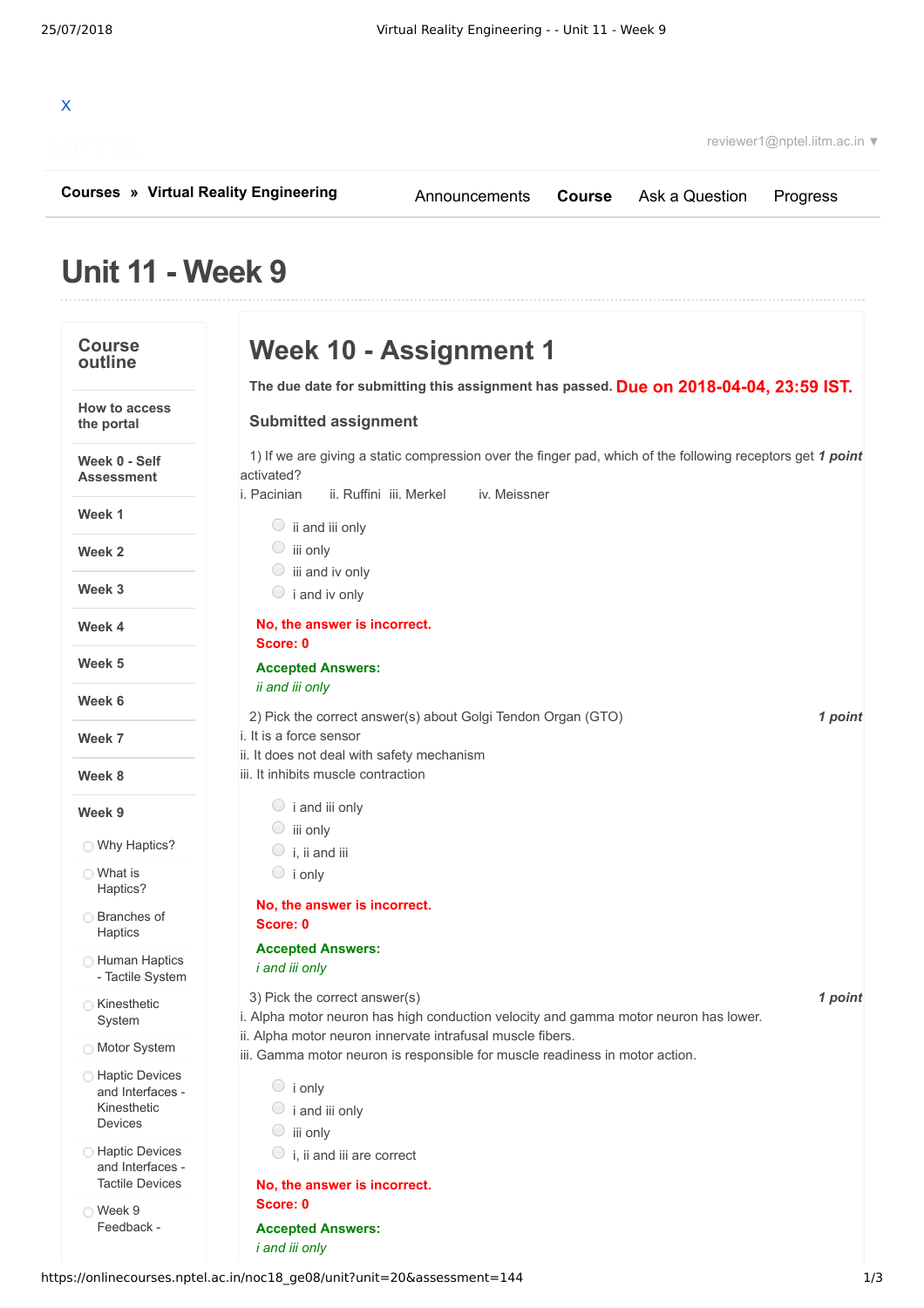X

reviewer1@nptel.iitm.ac.in ▼

**Courses** » **Virtual Reality Engineering**

Announcements **Course** Ask a Question Progress

# Unit 11 - Week 9

**Course outline**

- How to access the portal
- Week 0 - Self Assessment
- Week 1
- Week 2
- Week 3
- Week 4
- Week 5
- Week 6
- Week 7
- Week 8
- Week 9
  - Why Haptics?
  - What is Haptics?
  - Branches of Haptics
  - Human Haptics - Tactile System
  - Kinesthetic System
  - Motor System
  - Haptic Devices and Interfaces - Kinesthetic Devices
  - Haptic Devices and Interfaces - Tactile Devices
  - Week 9 Feedback -

## Week 10 - Assignment 1

**The due date for submitting this assignment has passed.** **Due on 2018-04-04, 23:59 IST.**

### Submitted assignment

1) If we are giving a static compression over the finger pad, which of the following receptors get activated? ***1 point***

i. Pacinian ii. Ruffini iii. Merkel iv. Meissner

- ii and iii only
- iii only
- iii and iv only
- i and iv only

**No, the answer is incorrect.**
**Score: 0**

**Accepted Answers:**
*ii and iii only*

2) Pick the correct answer(s) about Golgi Tendon Organ (GTO) ***1 point***

i. It is a force sensor
ii. It does not deal with safety mechanism
iii. It inhibits muscle contraction

- i and iii only
- iii only
- i, ii and iii
- i only

**No, the answer is incorrect.**
**Score: 0**

**Accepted Answers:**
*i and iii only*

3) Pick the correct answer(s) ***1 point***

i. Alpha motor neuron has high conduction velocity and gamma motor neuron has lower.
ii. Alpha motor neuron innervate intrafusal muscle fibers.
iii. Gamma motor neuron is responsible for muscle readiness in motor action.

- i only
- i and iii only
- iii only
- i, ii and iii are correct

**No, the answer is incorrect.**
**Score: 0**

**Accepted Answers:**
*i and iii only*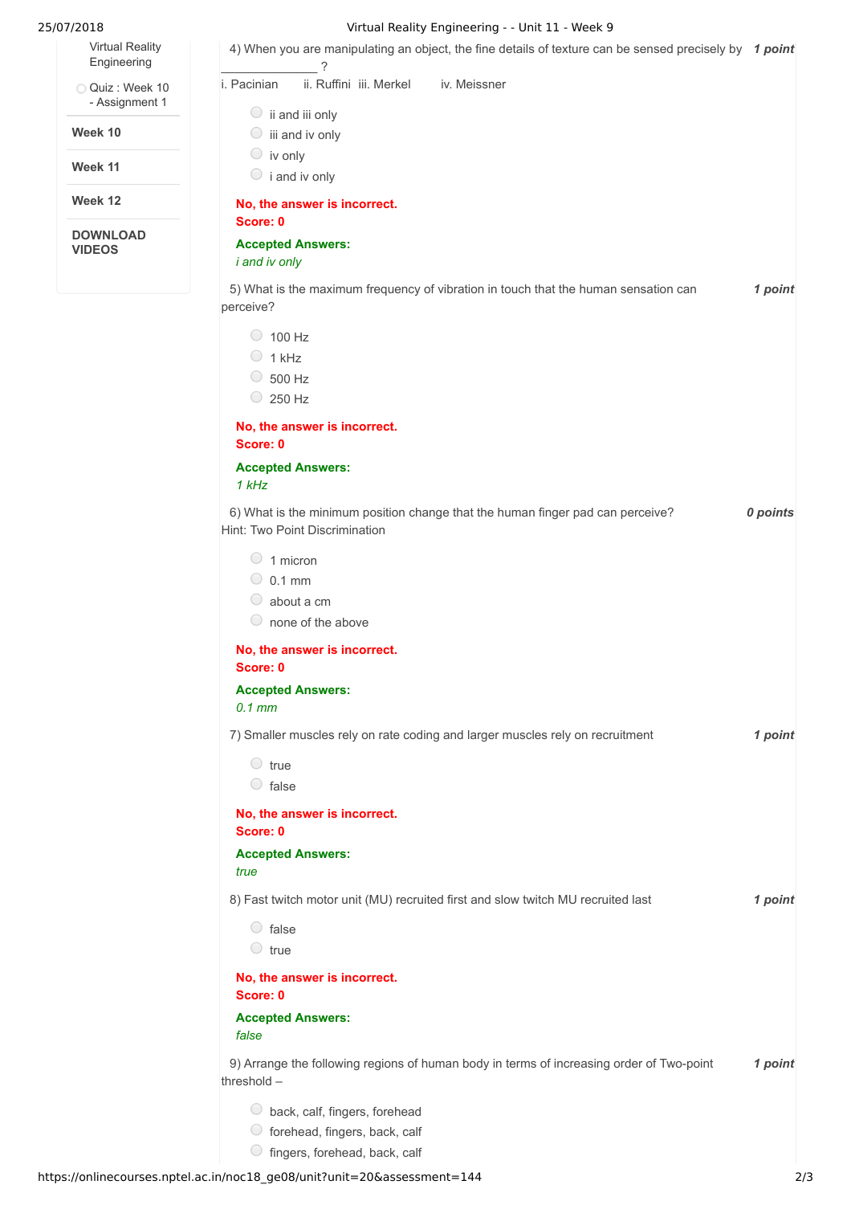Virtual Reality Engineering

Quiz : Week 10 - Assignment 1

**Week 10**

**Week 11**

**Week 12**

**DOWNLOAD VIDEOS**

4) When you are manipulating an object, the fine details of texture can be sensed precisely by _______________ ? *1 point*

i. Pacinian ii. Ruffini iii. Merkel iv. Meissner

- ii and iii only
- iii and iv only
- iv only
- i and iv only

**No, the answer is incorrect.**
**Score: 0**

**Accepted Answers:**
*i and iv only*

5) What is the maximum frequency of vibration in touch that the human sensation can perceive? *1 point*

- 100 Hz
- 1 kHz
- 500 Hz
- 250 Hz

**No, the answer is incorrect.**
**Score: 0**

**Accepted Answers:**
*1 kHz*

6) What is the minimum position change that the human finger pad can perceive? *0 points*
Hint: Two Point Discrimination

- 1 micron
- 0.1 mm
- about a cm
- none of the above

**No, the answer is incorrect.**
**Score: 0**

**Accepted Answers:**
*0.1 mm*

7) Smaller muscles rely on rate coding and larger muscles rely on recruitment *1 point*

- true
- false

**No, the answer is incorrect.**
**Score: 0**

**Accepted Answers:**
*true*

8) Fast twitch motor unit (MU) recruited first and slow twitch MU recruited last *1 point*

- false
- true

**No, the answer is incorrect.**
**Score: 0**

**Accepted Answers:**
*false*

9) Arrange the following regions of human body in terms of increasing order of Two-point threshold – *1 point*

- back, calf, fingers, forehead
- forehead, fingers, back, calf
- fingers, forehead, back, calf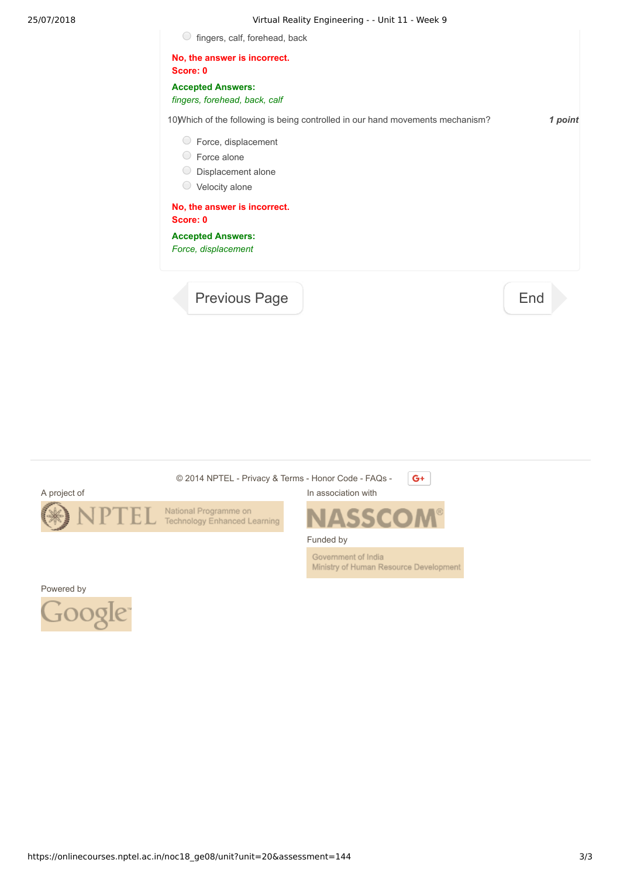- fingers, calf, forehead, back

**No, the answer is incorrect.**
**Score: 0**

**Accepted Answers:**
*fingers, forehead, back, calf*

10) Which of the following is being controlled in our hand movements mechanism? ***1 point***

- Force, displacement
- Force alone
- Displacement alone
- Velocity alone

**No, the answer is incorrect.**
**Score: 0**

**Accepted Answers:**
*Force, displacement*

Previous Page

End

© 2014 NPTEL - Privacy & Terms - Honor Code - FAQs -

A project of

NPTEL National Programme on Technology Enhanced Learning

In association with

NASSCOM®

Funded by

Government of India
Ministry of Human Resource Development

Powered by

Google